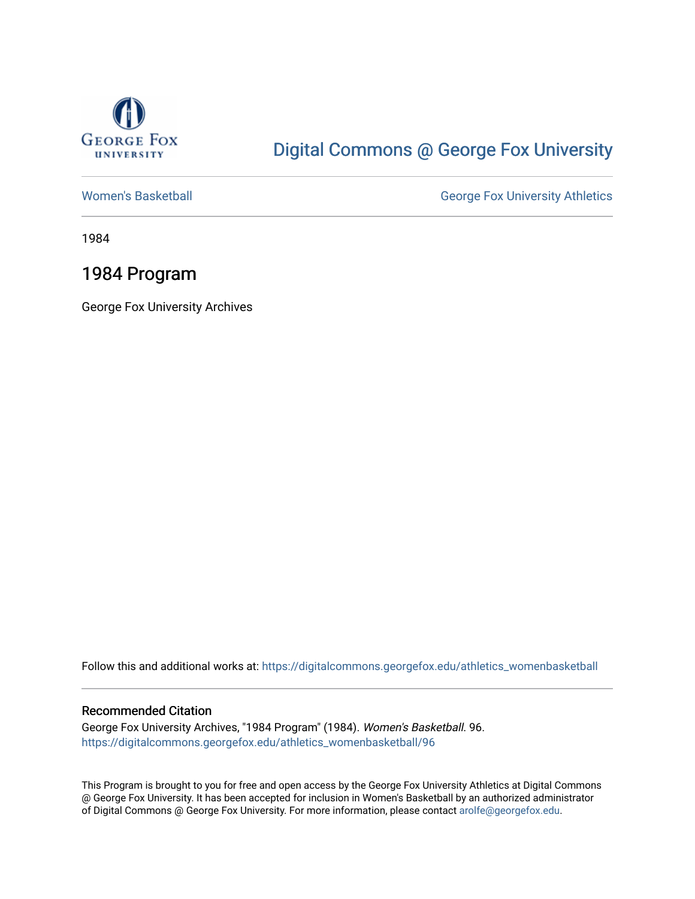George Fox University

# Digital Commons @ George Fox University

Women's Basketball

George Fox University Athletics

1984

## 1984 Program

George Fox University Archives

Follow this and additional works at: https://digitalcommons.georgefox.edu/athletics_womenbasketball

### Recommended Citation

George Fox University Archives, "1984 Program" (1984). *Women's Basketball*. 96.
https://digitalcommons.georgefox.edu/athletics_womenbasketball/96

This Program is brought to you for free and open access by the George Fox University Athletics at Digital Commons @ George Fox University. It has been accepted for inclusion in Women's Basketball by an authorized administrator of Digital Commons @ George Fox University. For more information, please contact arolfe@georgefox.edu.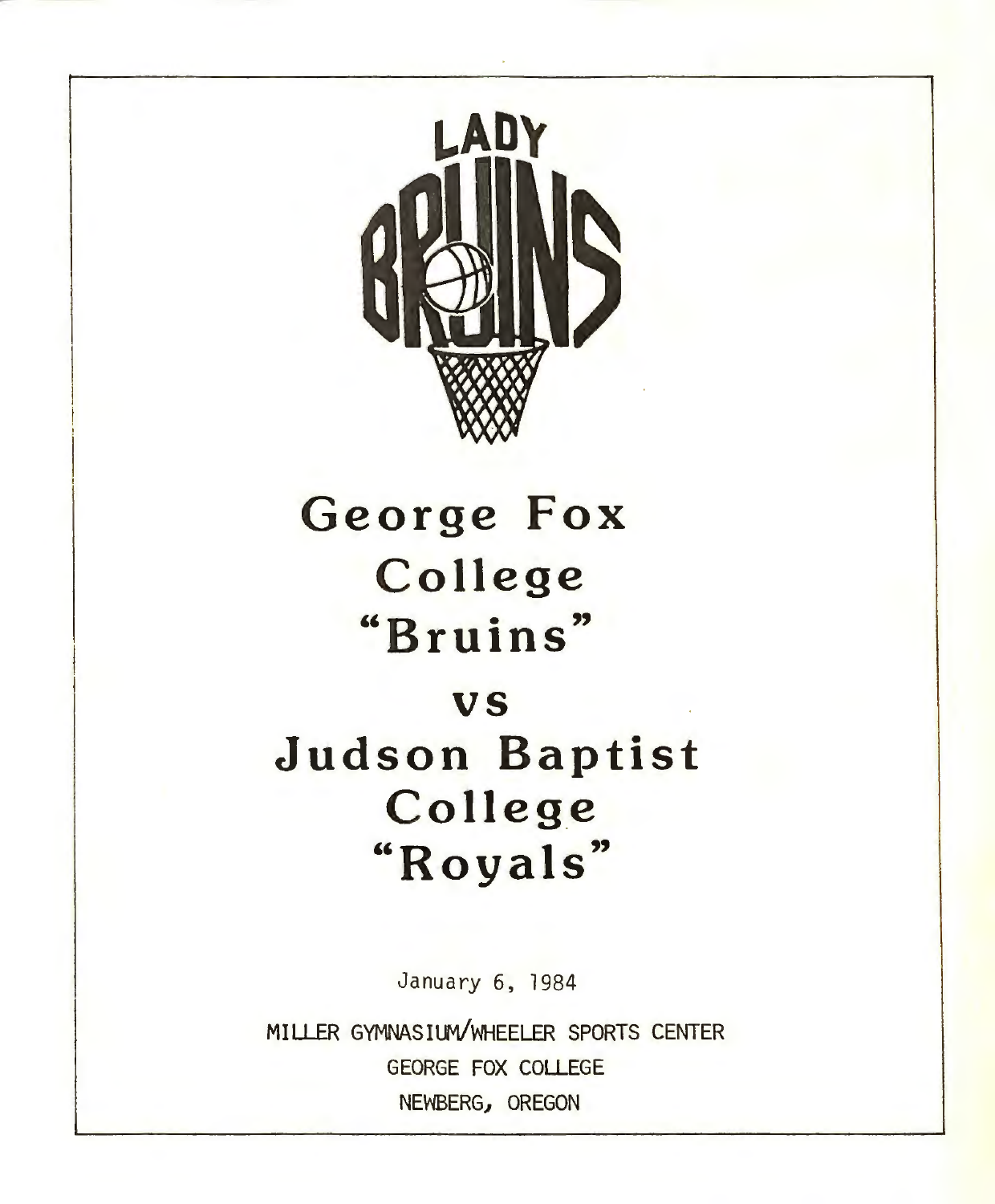LADY BRUINS

# George Fox College "Bruins"

# vs

# Judson Baptist College "Royals"

January 6, 1984

MILLER GYMNASIUM/WHEELER SPORTS CENTER

GEORGE FOX COLLEGE

NEWBERG, OREGON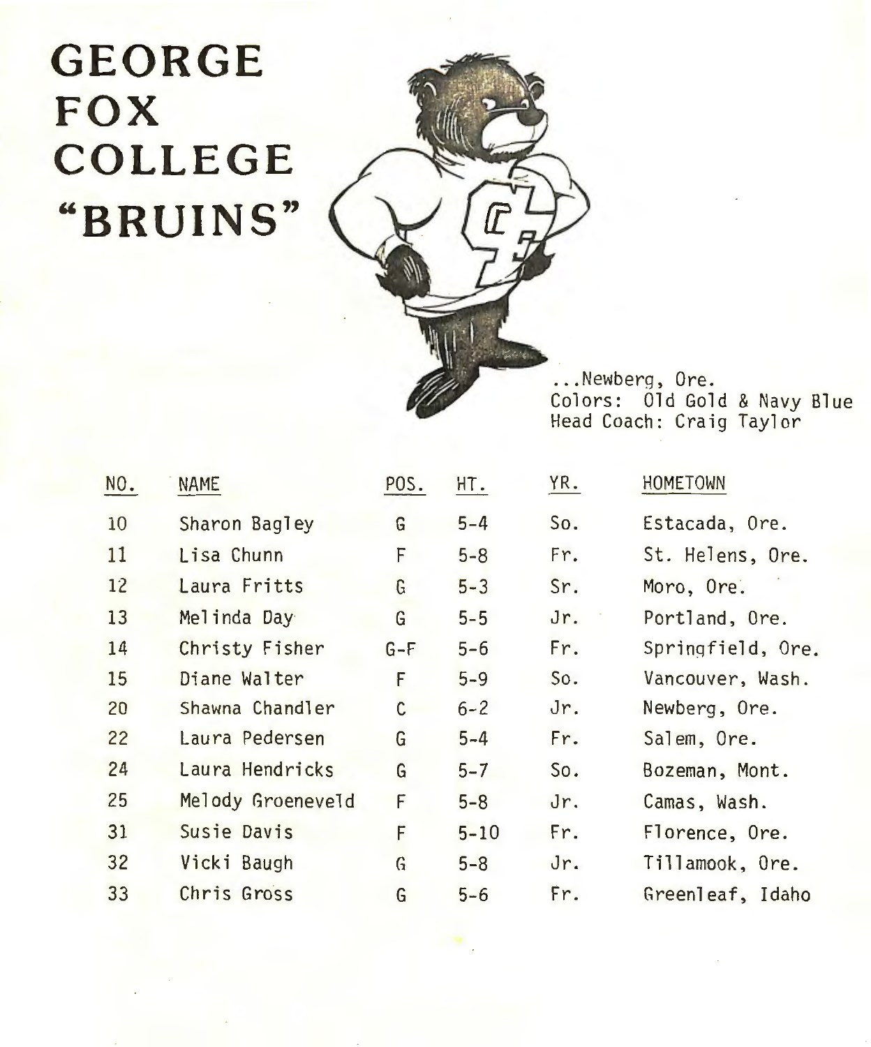# GEORGE FOX COLLEGE "BRUINS"

...Newberg, Ore.
Colors: Old Gold & Navy Blue
Head Coach: Craig Taylor

| NO. | NAME | POS. | HT. | YR. | HOMETOWN |
|---|---|---|---|---|---|
| 10 | Sharon Bagley | G | 5-4 | So. | Estacada, Ore. |
| 11 | Lisa Chunn | F | 5-8 | Fr. | St. Helens, Ore. |
| 12 | Laura Fritts | G | 5-3 | Sr. | Moro, Ore. |
| 13 | Melinda Day | G | 5-5 | Jr. | Portland, Ore. |
| 14 | Christy Fisher | G-F | 5-6 | Fr. | Springfield, Ore. |
| 15 | Diane Walter | F | 5-9 | So. | Vancouver, Wash. |
| 20 | Shawna Chandler | C | 6-2 | Jr. | Newberg, Ore. |
| 22 | Laura Pedersen | G | 5-4 | Fr. | Salem, Ore. |
| 24 | Laura Hendricks | G | 5-7 | So. | Bozeman, Mont. |
| 25 | Melody Groeneveld | F | 5-8 | Jr. | Camas, Wash. |
| 31 | Susie Davis | F | 5-10 | Fr. | Florence, Ore. |
| 32 | Vicki Baugh | G | 5-8 | Jr. | Tillamook, Ore. |
| 33 | Chris Gross | G | 5-6 | Fr. | Greenleaf, Idaho |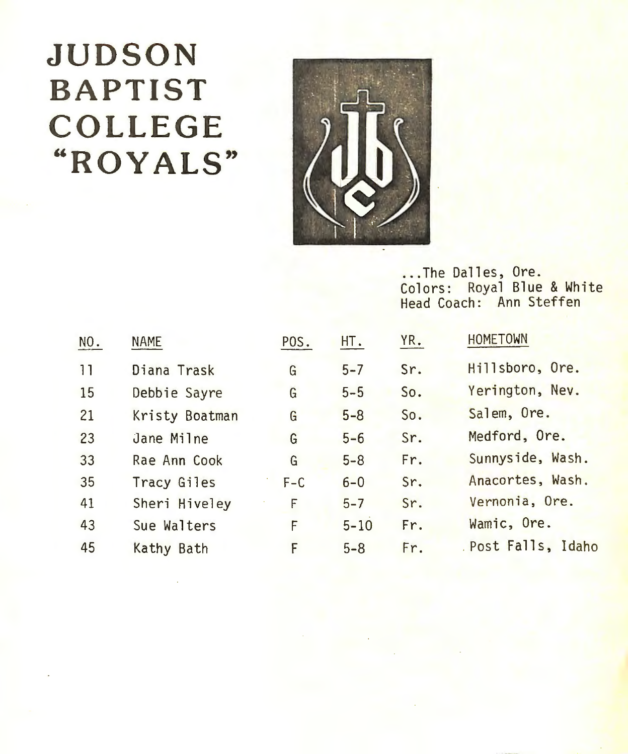# JUDSON BAPTIST COLLEGE "ROYALS"

...The Dalles, Ore.
Colors: Royal Blue & White
Head Coach: Ann Steffen

| NO. | NAME | POS. | HT. | YR. | HOMETOWN |
|---|---|---|---|---|---|
| 11 | Diana Trask | G | 5-7 | Sr. | Hillsboro, Ore. |
| 15 | Debbie Sayre | G | 5-5 | So. | Yerington, Nev. |
| 21 | Kristy Boatman | G | 5-8 | So. | Salem, Ore. |
| 23 | Jane Milne | G | 5-6 | Sr. | Medford, Ore. |
| 33 | Rae Ann Cook | G | 5-8 | Fr. | Sunnyside, Wash. |
| 35 | Tracy Giles | F-C | 6-0 | Sr. | Anacortes, Wash. |
| 41 | Sheri Hiveley | F | 5-7 | Sr. | Vernonia, Ore. |
| 43 | Sue Walters | F | 5-10 | Fr. | Wamic, Ore. |
| 45 | Kathy Bath | F | 5-8 | Fr. | Post Falls, Idaho |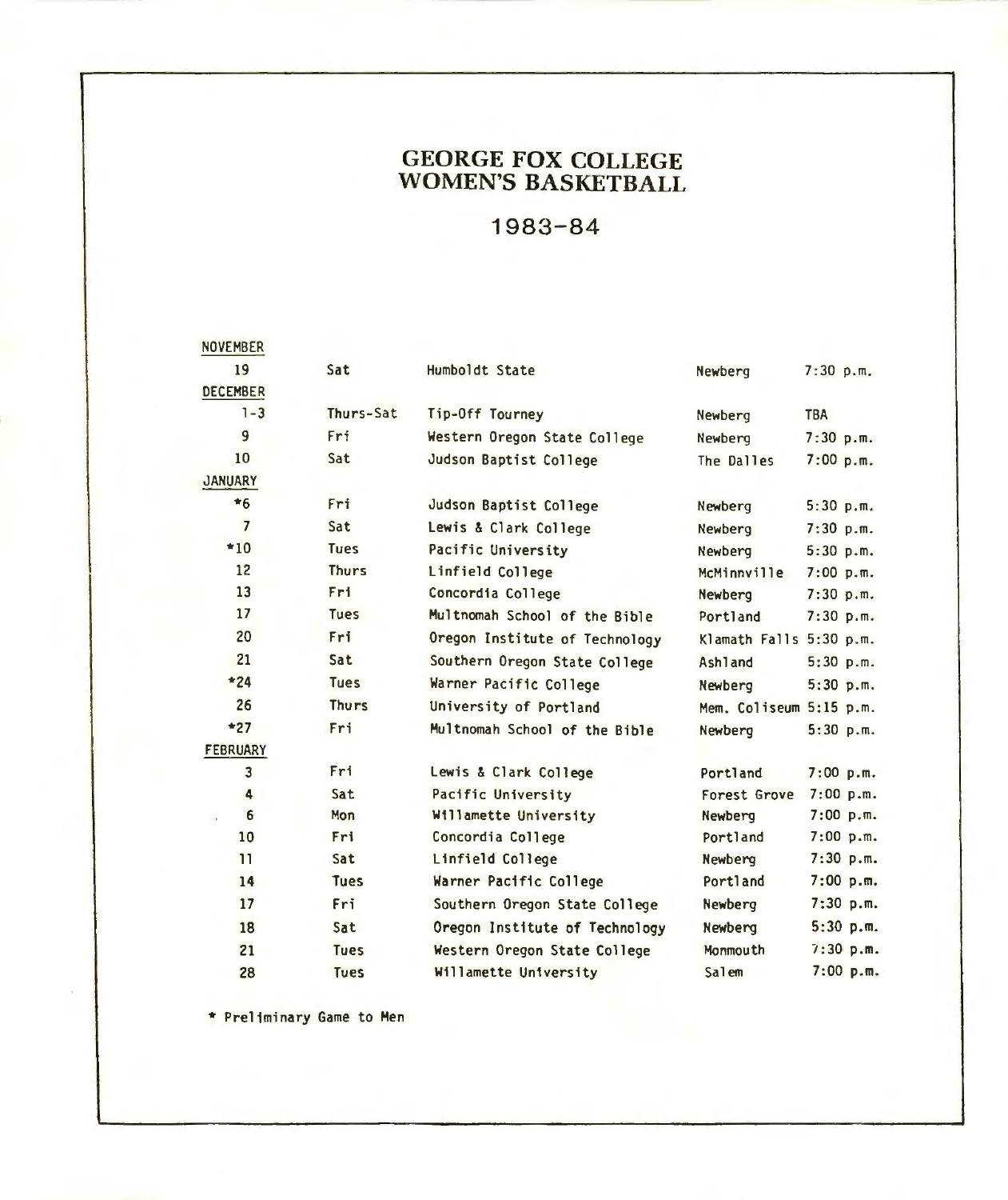# GEORGE FOX COLLEGE WOMEN'S BASKETBALL

## 1983-84

| | | | | |
|---|---|---|---|---|
| NOVEMBER | | | | |
| 19 | Sat | Humboldt State | Newberg | 7:30 p.m. |
| DECEMBER | | | | |
| 1-3 | Thurs-Sat | Tip-Off Tourney | Newberg | TBA |
| 9 | Fri | Western Oregon State College | Newberg | 7:30 p.m. |
| 10 | Sat | Judson Baptist College | The Dalles | 7:00 p.m. |
| JANUARY | | | | |
| *6 | Fri | Judson Baptist College | Newberg | 5:30 p.m. |
| 7 | Sat | Lewis & Clark College | Newberg | 7:30 p.m. |
| *10 | Tues | Pacific University | Newberg | 5:30 p.m. |
| 12 | Thurs | Linfield College | McMinnville | 7:00 p.m. |
| 13 | Fri | Concordia College | Newberg | 7:30 p.m. |
| 17 | Tues | Multnomah School of the Bible | Portland | 7:30 p.m. |
| 20 | Fri | Oregon Institute of Technology | Klamath Falls | 5:30 p.m. |
| 21 | Sat | Southern Oregon State College | Ashland | 5:30 p.m. |
| *24 | Tues | Warner Pacific College | Newberg | 5:30 p.m. |
| 26 | Thurs | University of Portland | Mem. Coliseum | 5:15 p.m. |
| *27 | Fri | Multnomah School of the Bible | Newberg | 5:30 p.m. |
| FEBRUARY | | | | |
| 3 | Fri | Lewis & Clark College | Portland | 7:00 p.m. |
| 4 | Sat | Pacific University | Forest Grove | 7:00 p.m. |
| 6 | Mon | Willamette University | Newberg | 7:00 p.m. |
| 10 | Fri | Concordia College | Portland | 7:00 p.m. |
| 11 | Sat | Linfield College | Newberg | 7:30 p.m. |
| 14 | Tues | Warner Pacific College | Portland | 7:00 p.m. |
| 17 | Fri | Southern Oregon State College | Newberg | 7:30 p.m. |
| 18 | Sat | Oregon Institute of Technology | Newberg | 5:30 p.m. |
| 21 | Tues | Western Oregon State College | Monmouth | 7:30 p.m. |
| 28 | Tues | Willamette University | Salem | 7:00 p.m. |

* Preliminary Game to Men